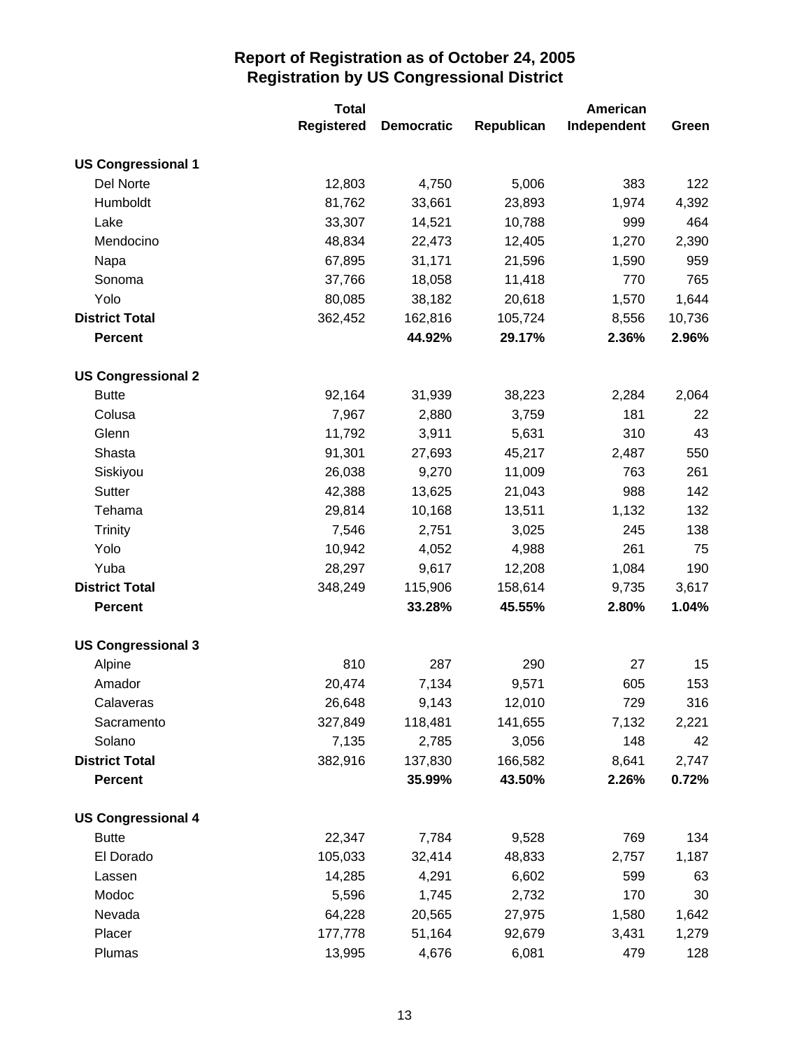# Report of Registration as of October 24, 2005
## Registration by US Congressional District

| | Total Registered | Democratic | Republican | American Independent | Green |
|---|---|---|---|---|---|
| **US Congressional 1** | | | | | |
| Del Norte | 12,803 | 4,750 | 5,006 | 383 | 122 |
| Humboldt | 81,762 | 33,661 | 23,893 | 1,974 | 4,392 |
| Lake | 33,307 | 14,521 | 10,788 | 999 | 464 |
| Mendocino | 48,834 | 22,473 | 12,405 | 1,270 | 2,390 |
| Napa | 67,895 | 31,171 | 21,596 | 1,590 | 959 |
| Sonoma | 37,766 | 18,058 | 11,418 | 770 | 765 |
| Yolo | 80,085 | 38,182 | 20,618 | 1,570 | 1,644 |
| **District Total** | 362,452 | 162,816 | 105,724 | 8,556 | 10,736 |
| **Percent** | | **44.92%** | **29.17%** | **2.36%** | **2.96%** |
| **US Congressional 2** | | | | | |
| Butte | 92,164 | 31,939 | 38,223 | 2,284 | 2,064 |
| Colusa | 7,967 | 2,880 | 3,759 | 181 | 22 |
| Glenn | 11,792 | 3,911 | 5,631 | 310 | 43 |
| Shasta | 91,301 | 27,693 | 45,217 | 2,487 | 550 |
| Siskiyou | 26,038 | 9,270 | 11,009 | 763 | 261 |
| Sutter | 42,388 | 13,625 | 21,043 | 988 | 142 |
| Tehama | 29,814 | 10,168 | 13,511 | 1,132 | 132 |
| Trinity | 7,546 | 2,751 | 3,025 | 245 | 138 |
| Yolo | 10,942 | 4,052 | 4,988 | 261 | 75 |
| Yuba | 28,297 | 9,617 | 12,208 | 1,084 | 190 |
| **District Total** | 348,249 | 115,906 | 158,614 | 9,735 | 3,617 |
| **Percent** | | **33.28%** | **45.55%** | **2.80%** | **1.04%** |
| **US Congressional 3** | | | | | |
| Alpine | 810 | 287 | 290 | 27 | 15 |
| Amador | 20,474 | 7,134 | 9,571 | 605 | 153 |
| Calaveras | 26,648 | 9,143 | 12,010 | 729 | 316 |
| Sacramento | 327,849 | 118,481 | 141,655 | 7,132 | 2,221 |
| Solano | 7,135 | 2,785 | 3,056 | 148 | 42 |
| **District Total** | 382,916 | 137,830 | 166,582 | 8,641 | 2,747 |
| **Percent** | | **35.99%** | **43.50%** | **2.26%** | **0.72%** |
| **US Congressional 4** | | | | | |
| Butte | 22,347 | 7,784 | 9,528 | 769 | 134 |
| El Dorado | 105,033 | 32,414 | 48,833 | 2,757 | 1,187 |
| Lassen | 14,285 | 4,291 | 6,602 | 599 | 63 |
| Modoc | 5,596 | 1,745 | 2,732 | 170 | 30 |
| Nevada | 64,228 | 20,565 | 27,975 | 1,580 | 1,642 |
| Placer | 177,778 | 51,164 | 92,679 | 3,431 | 1,279 |
| Plumas | 13,995 | 4,676 | 6,081 | 479 | 128 |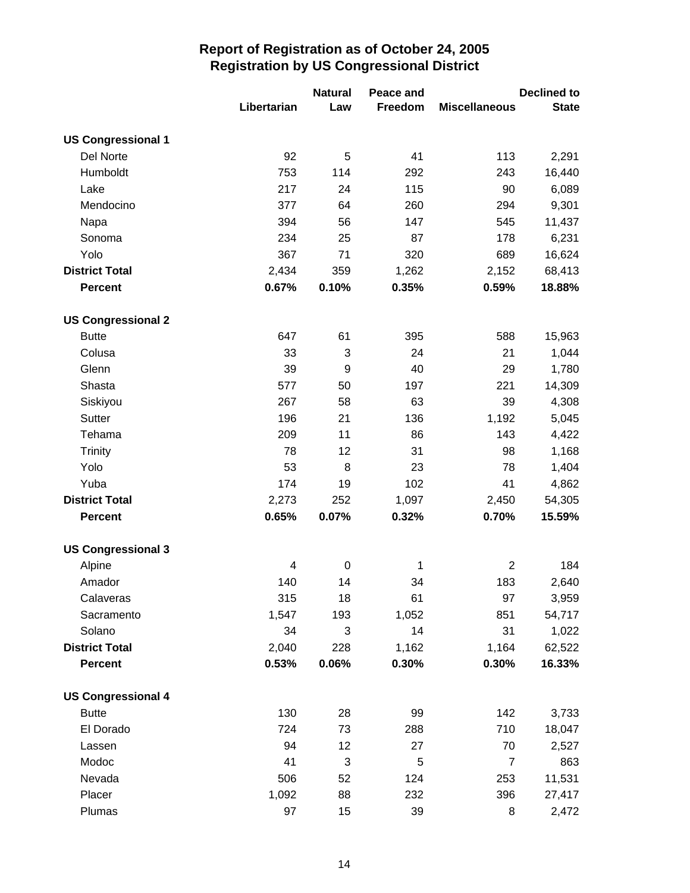# Report of Registration as of October 24, 2005
## Registration by US Congressional District

| | Libertarian | Natural Law | Peace and Freedom | Miscellaneous | Declined to State |
|---|---|---|---|---|---|
| **US Congressional 1** | | | | | |
| Del Norte | 92 | 5 | 41 | 113 | 2,291 |
| Humboldt | 753 | 114 | 292 | 243 | 16,440 |
| Lake | 217 | 24 | 115 | 90 | 6,089 |
| Mendocino | 377 | 64 | 260 | 294 | 9,301 |
| Napa | 394 | 56 | 147 | 545 | 11,437 |
| Sonoma | 234 | 25 | 87 | 178 | 6,231 |
| Yolo | 367 | 71 | 320 | 689 | 16,624 |
| **District Total** | 2,434 | 359 | 1,262 | 2,152 | 68,413 |
| **Percent** | **0.67%** | **0.10%** | **0.35%** | **0.59%** | **18.88%** |
| **US Congressional 2** | | | | | |
| Butte | 647 | 61 | 395 | 588 | 15,963 |
| Colusa | 33 | 3 | 24 | 21 | 1,044 |
| Glenn | 39 | 9 | 40 | 29 | 1,780 |
| Shasta | 577 | 50 | 197 | 221 | 14,309 |
| Siskiyou | 267 | 58 | 63 | 39 | 4,308 |
| Sutter | 196 | 21 | 136 | 1,192 | 5,045 |
| Tehama | 209 | 11 | 86 | 143 | 4,422 |
| Trinity | 78 | 12 | 31 | 98 | 1,168 |
| Yolo | 53 | 8 | 23 | 78 | 1,404 |
| Yuba | 174 | 19 | 102 | 41 | 4,862 |
| **District Total** | 2,273 | 252 | 1,097 | 2,450 | 54,305 |
| **Percent** | **0.65%** | **0.07%** | **0.32%** | **0.70%** | **15.59%** |
| **US Congressional 3** | | | | | |
| Alpine | 4 | 0 | 1 | 2 | 184 |
| Amador | 140 | 14 | 34 | 183 | 2,640 |
| Calaveras | 315 | 18 | 61 | 97 | 3,959 |
| Sacramento | 1,547 | 193 | 1,052 | 851 | 54,717 |
| Solano | 34 | 3 | 14 | 31 | 1,022 |
| **District Total** | 2,040 | 228 | 1,162 | 1,164 | 62,522 |
| **Percent** | **0.53%** | **0.06%** | **0.30%** | **0.30%** | **16.33%** |
| **US Congressional 4** | | | | | |
| Butte | 130 | 28 | 99 | 142 | 3,733 |
| El Dorado | 724 | 73 | 288 | 710 | 18,047 |
| Lassen | 94 | 12 | 27 | 70 | 2,527 |
| Modoc | 41 | 3 | 5 | 7 | 863 |
| Nevada | 506 | 52 | 124 | 253 | 11,531 |
| Placer | 1,092 | 88 | 232 | 396 | 27,417 |
| Plumas | 97 | 15 | 39 | 8 | 2,472 |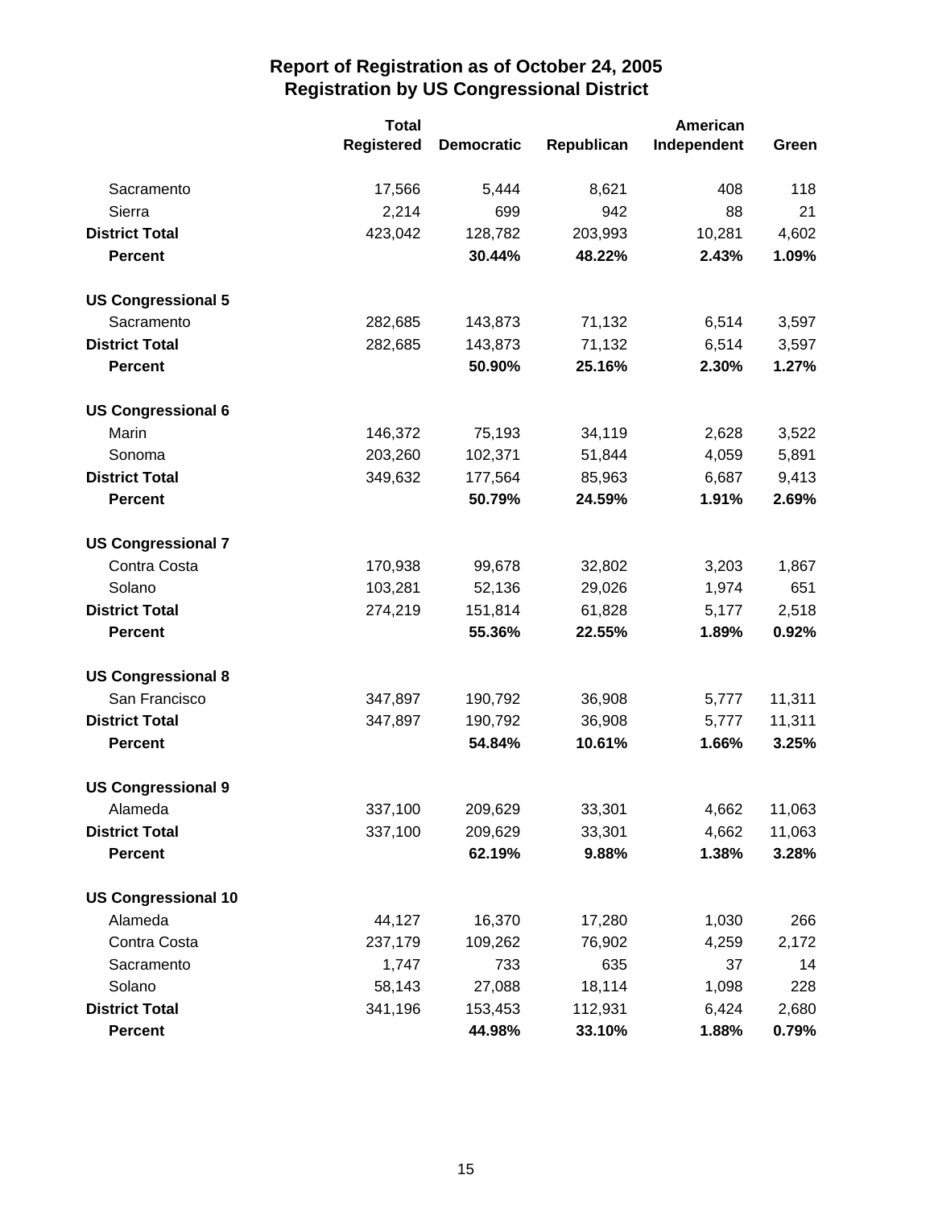# Report of Registration as of October 24, 2005
## Registration by US Congressional District

| | Total Registered | Democratic | Republican | American Independent | Green |
|---|---|---|---|---|---|
| Sacramento | 17,566 | 5,444 | 8,621 | 408 | 118 |
| Sierra | 2,214 | 699 | 942 | 88 | 21 |
| **District Total** | 423,042 | 128,782 | 203,993 | 10,281 | 4,602 |
| **Percent** | | **30.44%** | **48.22%** | **2.43%** | **1.09%** |
| **US Congressional 5** | | | | | |
| Sacramento | 282,685 | 143,873 | 71,132 | 6,514 | 3,597 |
| **District Total** | 282,685 | 143,873 | 71,132 | 6,514 | 3,597 |
| **Percent** | | **50.90%** | **25.16%** | **2.30%** | **1.27%** |
| **US Congressional 6** | | | | | |
| Marin | 146,372 | 75,193 | 34,119 | 2,628 | 3,522 |
| Sonoma | 203,260 | 102,371 | 51,844 | 4,059 | 5,891 |
| **District Total** | 349,632 | 177,564 | 85,963 | 6,687 | 9,413 |
| **Percent** | | **50.79%** | **24.59%** | **1.91%** | **2.69%** |
| **US Congressional 7** | | | | | |
| Contra Costa | 170,938 | 99,678 | 32,802 | 3,203 | 1,867 |
| Solano | 103,281 | 52,136 | 29,026 | 1,974 | 651 |
| **District Total** | 274,219 | 151,814 | 61,828 | 5,177 | 2,518 |
| **Percent** | | **55.36%** | **22.55%** | **1.89%** | **0.92%** |
| **US Congressional 8** | | | | | |
| San Francisco | 347,897 | 190,792 | 36,908 | 5,777 | 11,311 |
| **District Total** | 347,897 | 190,792 | 36,908 | 5,777 | 11,311 |
| **Percent** | | **54.84%** | **10.61%** | **1.66%** | **3.25%** |
| **US Congressional 9** | | | | | |
| Alameda | 337,100 | 209,629 | 33,301 | 4,662 | 11,063 |
| **District Total** | 337,100 | 209,629 | 33,301 | 4,662 | 11,063 |
| **Percent** | | **62.19%** | **9.88%** | **1.38%** | **3.28%** |
| **US Congressional 10** | | | | | |
| Alameda | 44,127 | 16,370 | 17,280 | 1,030 | 266 |
| Contra Costa | 237,179 | 109,262 | 76,902 | 4,259 | 2,172 |
| Sacramento | 1,747 | 733 | 635 | 37 | 14 |
| Solano | 58,143 | 27,088 | 18,114 | 1,098 | 228 |
| **District Total** | 341,196 | 153,453 | 112,931 | 6,424 | 2,680 |
| **Percent** | | **44.98%** | **33.10%** | **1.88%** | **0.79%** |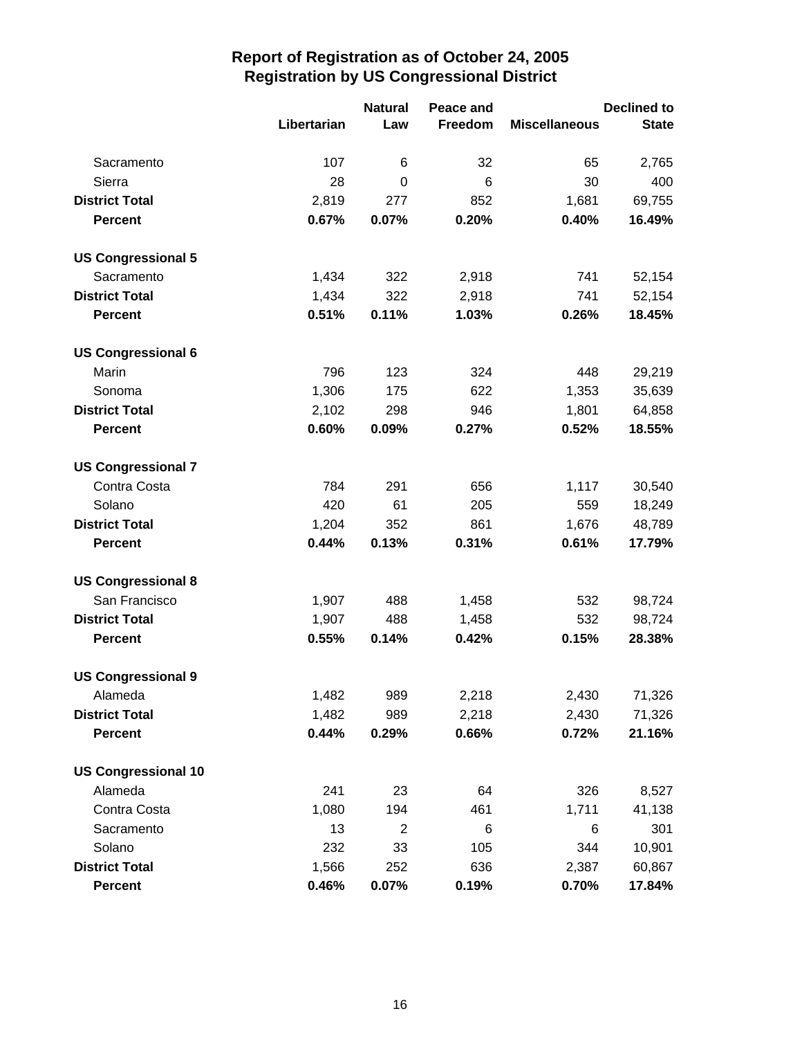# Report of Registration as of October 24, 2005
## Registration by US Congressional District

| | Libertarian | Natural Law | Peace and Freedom | Miscellaneous | Declined to State |
|---|---|---|---|---|---|
| Sacramento | 107 | 6 | 32 | 65 | 2,765 |
| Sierra | 28 | 0 | 6 | 30 | 400 |
| **District Total** | 2,819 | 277 | 852 | 1,681 | 69,755 |
| **Percent** | **0.67%** | **0.07%** | **0.20%** | **0.40%** | **16.49%** |
| **US Congressional 5** | | | | | |
| Sacramento | 1,434 | 322 | 2,918 | 741 | 52,154 |
| **District Total** | 1,434 | 322 | 2,918 | 741 | 52,154 |
| **Percent** | **0.51%** | **0.11%** | **1.03%** | **0.26%** | **18.45%** |
| **US Congressional 6** | | | | | |
| Marin | 796 | 123 | 324 | 448 | 29,219 |
| Sonoma | 1,306 | 175 | 622 | 1,353 | 35,639 |
| **District Total** | 2,102 | 298 | 946 | 1,801 | 64,858 |
| **Percent** | **0.60%** | **0.09%** | **0.27%** | **0.52%** | **18.55%** |
| **US Congressional 7** | | | | | |
| Contra Costa | 784 | 291 | 656 | 1,117 | 30,540 |
| Solano | 420 | 61 | 205 | 559 | 18,249 |
| **District Total** | 1,204 | 352 | 861 | 1,676 | 48,789 |
| **Percent** | **0.44%** | **0.13%** | **0.31%** | **0.61%** | **17.79%** |
| **US Congressional 8** | | | | | |
| San Francisco | 1,907 | 488 | 1,458 | 532 | 98,724 |
| **District Total** | 1,907 | 488 | 1,458 | 532 | 98,724 |
| **Percent** | **0.55%** | **0.14%** | **0.42%** | **0.15%** | **28.38%** |
| **US Congressional 9** | | | | | |
| Alameda | 1,482 | 989 | 2,218 | 2,430 | 71,326 |
| **District Total** | 1,482 | 989 | 2,218 | 2,430 | 71,326 |
| **Percent** | **0.44%** | **0.29%** | **0.66%** | **0.72%** | **21.16%** |
| **US Congressional 10** | | | | | |
| Alameda | 241 | 23 | 64 | 326 | 8,527 |
| Contra Costa | 1,080 | 194 | 461 | 1,711 | 41,138 |
| Sacramento | 13 | 2 | 6 | 6 | 301 |
| Solano | 232 | 33 | 105 | 344 | 10,901 |
| **District Total** | 1,566 | 252 | 636 | 2,387 | 60,867 |
| **Percent** | **0.46%** | **0.07%** | **0.19%** | **0.70%** | **17.84%** |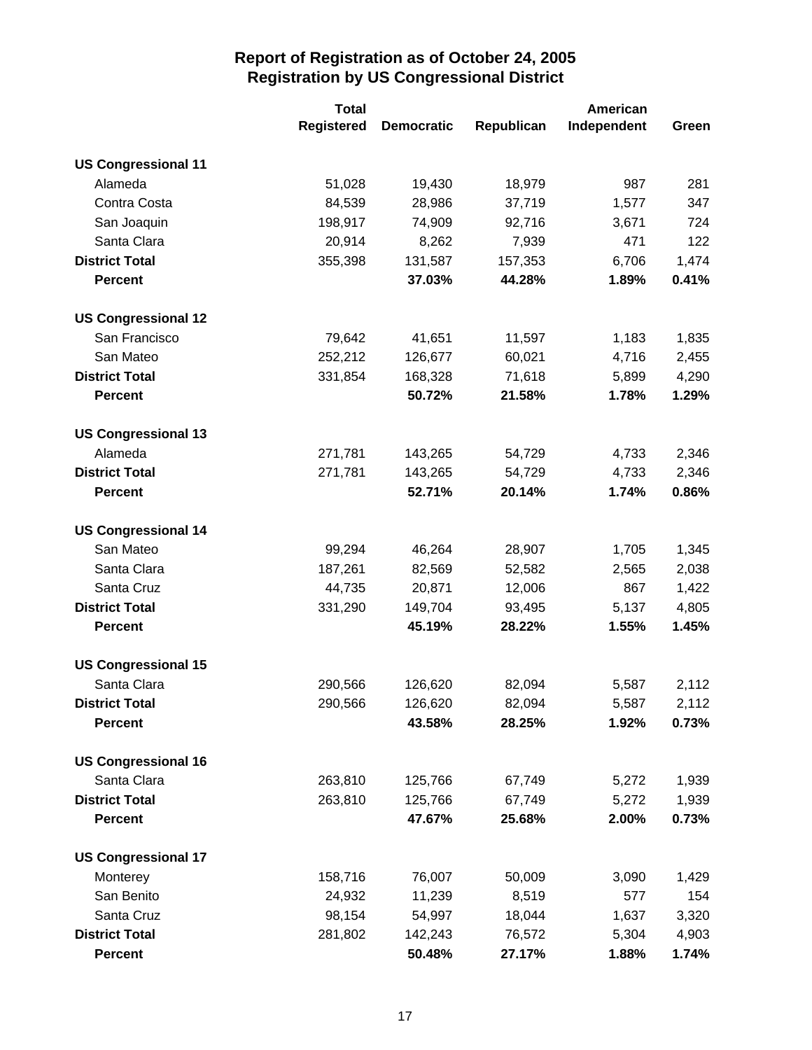## Report of Registration as of October 24, 2005
## Registration by US Congressional District

| | Total Registered | Democratic | Republican | American Independent | Green |
|---|---|---|---|---|---|
| **US Congressional 11** | | | | | |
| Alameda | 51,028 | 19,430 | 18,979 | 987 | 281 |
| Contra Costa | 84,539 | 28,986 | 37,719 | 1,577 | 347 |
| San Joaquin | 198,917 | 74,909 | 92,716 | 3,671 | 724 |
| Santa Clara | 20,914 | 8,262 | 7,939 | 471 | 122 |
| **District Total** | 355,398 | 131,587 | 157,353 | 6,706 | 1,474 |
| **Percent** | | **37.03%** | **44.28%** | **1.89%** | **0.41%** |
| **US Congressional 12** | | | | | |
| San Francisco | 79,642 | 41,651 | 11,597 | 1,183 | 1,835 |
| San Mateo | 252,212 | 126,677 | 60,021 | 4,716 | 2,455 |
| **District Total** | 331,854 | 168,328 | 71,618 | 5,899 | 4,290 |
| **Percent** | | **50.72%** | **21.58%** | **1.78%** | **1.29%** |
| **US Congressional 13** | | | | | |
| Alameda | 271,781 | 143,265 | 54,729 | 4,733 | 2,346 |
| **District Total** | 271,781 | 143,265 | 54,729 | 4,733 | 2,346 |
| **Percent** | | **52.71%** | **20.14%** | **1.74%** | **0.86%** |
| **US Congressional 14** | | | | | |
| San Mateo | 99,294 | 46,264 | 28,907 | 1,705 | 1,345 |
| Santa Clara | 187,261 | 82,569 | 52,582 | 2,565 | 2,038 |
| Santa Cruz | 44,735 | 20,871 | 12,006 | 867 | 1,422 |
| **District Total** | 331,290 | 149,704 | 93,495 | 5,137 | 4,805 |
| **Percent** | | **45.19%** | **28.22%** | **1.55%** | **1.45%** |
| **US Congressional 15** | | | | | |
| Santa Clara | 290,566 | 126,620 | 82,094 | 5,587 | 2,112 |
| **District Total** | 290,566 | 126,620 | 82,094 | 5,587 | 2,112 |
| **Percent** | | **43.58%** | **28.25%** | **1.92%** | **0.73%** |
| **US Congressional 16** | | | | | |
| Santa Clara | 263,810 | 125,766 | 67,749 | 5,272 | 1,939 |
| **District Total** | 263,810 | 125,766 | 67,749 | 5,272 | 1,939 |
| **Percent** | | **47.67%** | **25.68%** | **2.00%** | **0.73%** |
| **US Congressional 17** | | | | | |
| Monterey | 158,716 | 76,007 | 50,009 | 3,090 | 1,429 |
| San Benito | 24,932 | 11,239 | 8,519 | 577 | 154 |
| Santa Cruz | 98,154 | 54,997 | 18,044 | 1,637 | 3,320 |
| **District Total** | 281,802 | 142,243 | 76,572 | 5,304 | 4,903 |
| **Percent** | | **50.48%** | **27.17%** | **1.88%** | **1.74%** |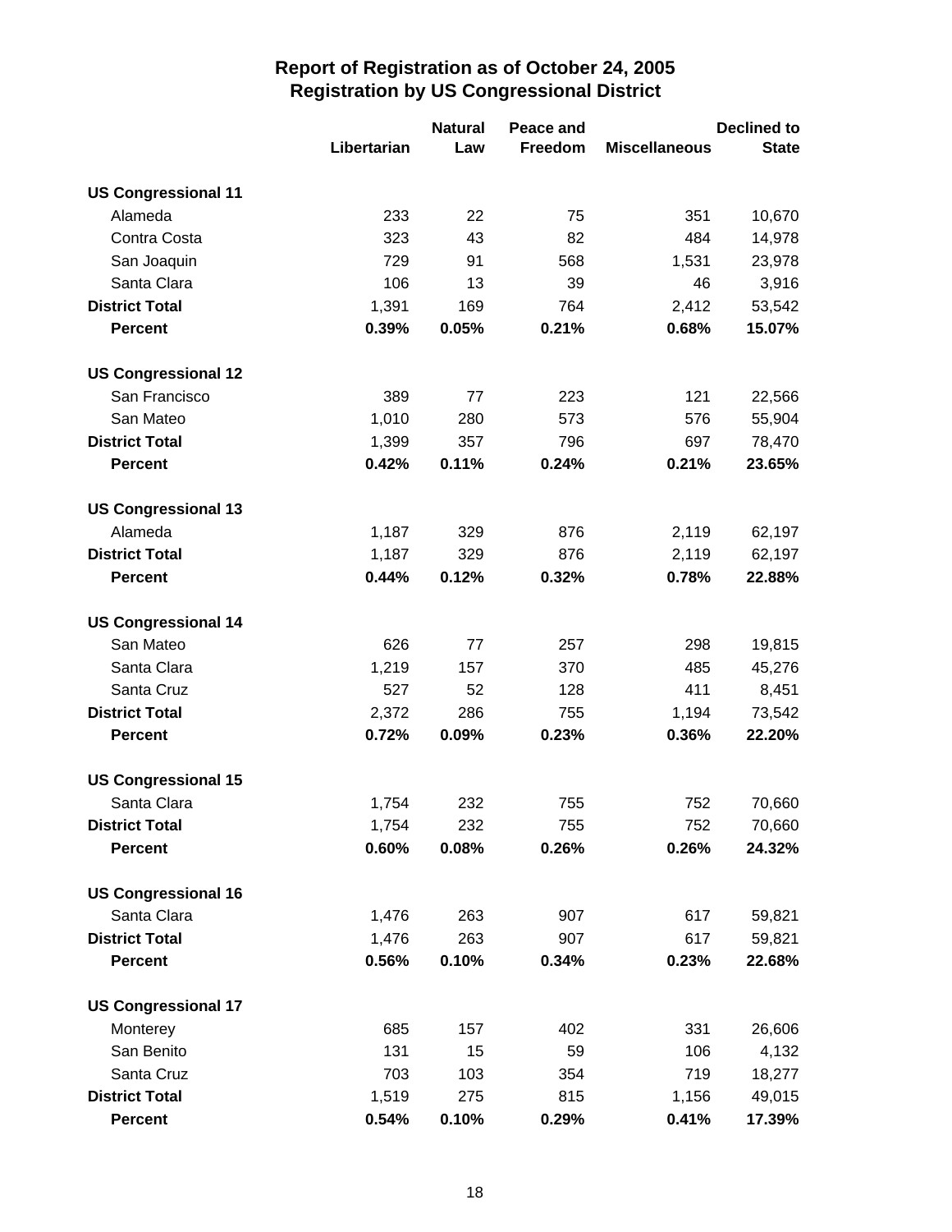# Report of Registration as of October 24, 2005
## Registration by US Congressional District

| | Libertarian | Natural Law | Peace and Freedom | Miscellaneous | Declined to State |
|---|---|---|---|---|---|
| **US Congressional 11** | | | | | |
| Alameda | 233 | 22 | 75 | 351 | 10,670 |
| Contra Costa | 323 | 43 | 82 | 484 | 14,978 |
| San Joaquin | 729 | 91 | 568 | 1,531 | 23,978 |
| Santa Clara | 106 | 13 | 39 | 46 | 3,916 |
| **District Total** | 1,391 | 169 | 764 | 2,412 | 53,542 |
| **Percent** | **0.39%** | **0.05%** | **0.21%** | **0.68%** | **15.07%** |
| **US Congressional 12** | | | | | |
| San Francisco | 389 | 77 | 223 | 121 | 22,566 |
| San Mateo | 1,010 | 280 | 573 | 576 | 55,904 |
| **District Total** | 1,399 | 357 | 796 | 697 | 78,470 |
| **Percent** | **0.42%** | **0.11%** | **0.24%** | **0.21%** | **23.65%** |
| **US Congressional 13** | | | | | |
| Alameda | 1,187 | 329 | 876 | 2,119 | 62,197 |
| **District Total** | 1,187 | 329 | 876 | 2,119 | 62,197 |
| **Percent** | **0.44%** | **0.12%** | **0.32%** | **0.78%** | **22.88%** |
| **US Congressional 14** | | | | | |
| San Mateo | 626 | 77 | 257 | 298 | 19,815 |
| Santa Clara | 1,219 | 157 | 370 | 485 | 45,276 |
| Santa Cruz | 527 | 52 | 128 | 411 | 8,451 |
| **District Total** | 2,372 | 286 | 755 | 1,194 | 73,542 |
| **Percent** | **0.72%** | **0.09%** | **0.23%** | **0.36%** | **22.20%** |
| **US Congressional 15** | | | | | |
| Santa Clara | 1,754 | 232 | 755 | 752 | 70,660 |
| **District Total** | 1,754 | 232 | 755 | 752 | 70,660 |
| **Percent** | **0.60%** | **0.08%** | **0.26%** | **0.26%** | **24.32%** |
| **US Congressional 16** | | | | | |
| Santa Clara | 1,476 | 263 | 907 | 617 | 59,821 |
| **District Total** | 1,476 | 263 | 907 | 617 | 59,821 |
| **Percent** | **0.56%** | **0.10%** | **0.34%** | **0.23%** | **22.68%** |
| **US Congressional 17** | | | | | |
| Monterey | 685 | 157 | 402 | 331 | 26,606 |
| San Benito | 131 | 15 | 59 | 106 | 4,132 |
| Santa Cruz | 703 | 103 | 354 | 719 | 18,277 |
| **District Total** | 1,519 | 275 | 815 | 1,156 | 49,015 |
| **Percent** | **0.54%** | **0.10%** | **0.29%** | **0.41%** | **17.39%** |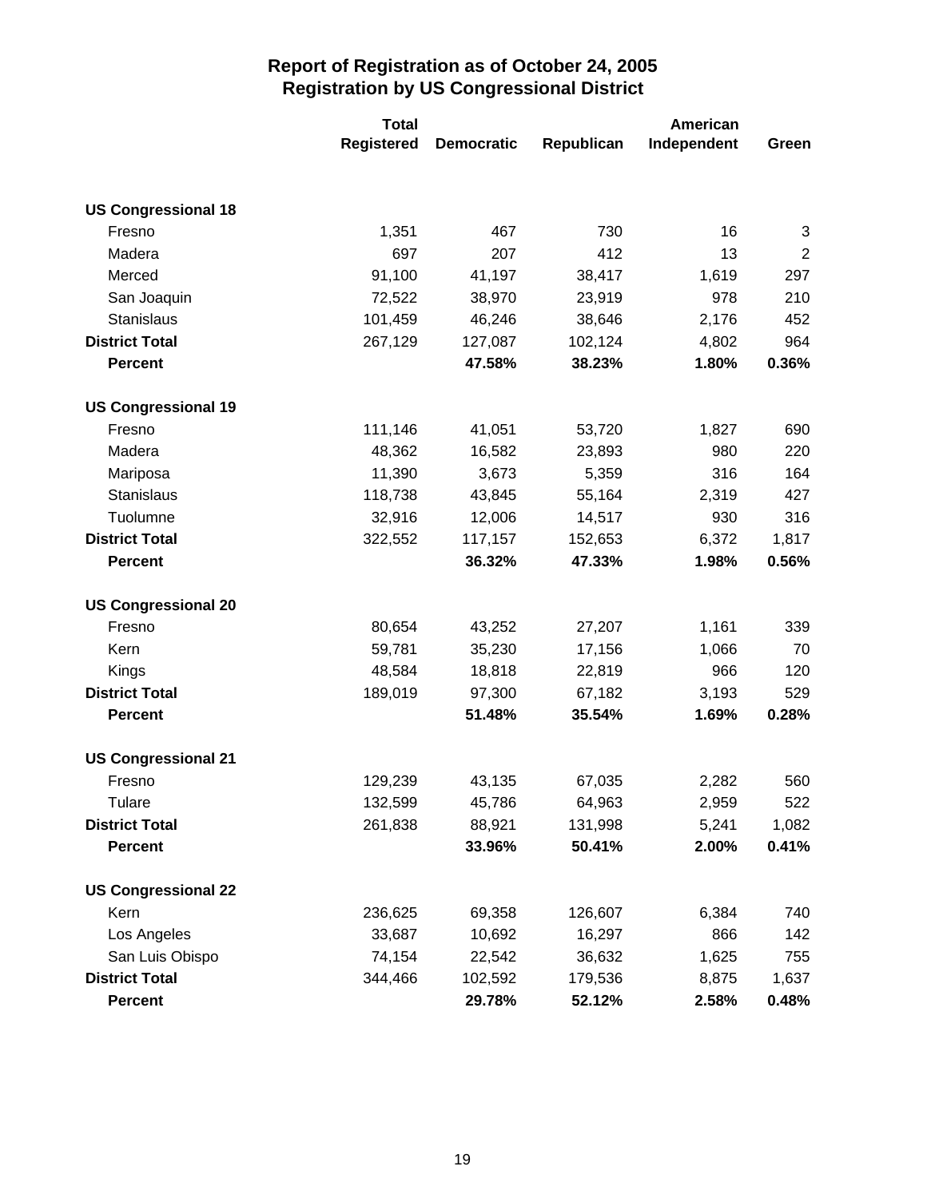# Report of Registration as of October 24, 2005
## Registration by US Congressional District

| | Total Registered | Democratic | Republican | American Independent | Green |
|---|---|---|---|---|---|
| **US Congressional 18** | | | | | |
| Fresno | 1,351 | 467 | 730 | 16 | 3 |
| Madera | 697 | 207 | 412 | 13 | 2 |
| Merced | 91,100 | 41,197 | 38,417 | 1,619 | 297 |
| San Joaquin | 72,522 | 38,970 | 23,919 | 978 | 210 |
| Stanislaus | 101,459 | 46,246 | 38,646 | 2,176 | 452 |
| **District Total** | 267,129 | 127,087 | 102,124 | 4,802 | 964 |
| **Percent** | | **47.58%** | **38.23%** | **1.80%** | **0.36%** |
| **US Congressional 19** | | | | | |
| Fresno | 111,146 | 41,051 | 53,720 | 1,827 | 690 |
| Madera | 48,362 | 16,582 | 23,893 | 980 | 220 |
| Mariposa | 11,390 | 3,673 | 5,359 | 316 | 164 |
| Stanislaus | 118,738 | 43,845 | 55,164 | 2,319 | 427 |
| Tuolumne | 32,916 | 12,006 | 14,517 | 930 | 316 |
| **District Total** | 322,552 | 117,157 | 152,653 | 6,372 | 1,817 |
| **Percent** | | **36.32%** | **47.33%** | **1.98%** | **0.56%** |
| **US Congressional 20** | | | | | |
| Fresno | 80,654 | 43,252 | 27,207 | 1,161 | 339 |
| Kern | 59,781 | 35,230 | 17,156 | 1,066 | 70 |
| Kings | 48,584 | 18,818 | 22,819 | 966 | 120 |
| **District Total** | 189,019 | 97,300 | 67,182 | 3,193 | 529 |
| **Percent** | | **51.48%** | **35.54%** | **1.69%** | **0.28%** |
| **US Congressional 21** | | | | | |
| Fresno | 129,239 | 43,135 | 67,035 | 2,282 | 560 |
| Tulare | 132,599 | 45,786 | 64,963 | 2,959 | 522 |
| **District Total** | 261,838 | 88,921 | 131,998 | 5,241 | 1,082 |
| **Percent** | | **33.96%** | **50.41%** | **2.00%** | **0.41%** |
| **US Congressional 22** | | | | | |
| Kern | 236,625 | 69,358 | 126,607 | 6,384 | 740 |
| Los Angeles | 33,687 | 10,692 | 16,297 | 866 | 142 |
| San Luis Obispo | 74,154 | 22,542 | 36,632 | 1,625 | 755 |
| **District Total** | 344,466 | 102,592 | 179,536 | 8,875 | 1,637 |
| **Percent** | | **29.78%** | **52.12%** | **2.58%** | **0.48%** |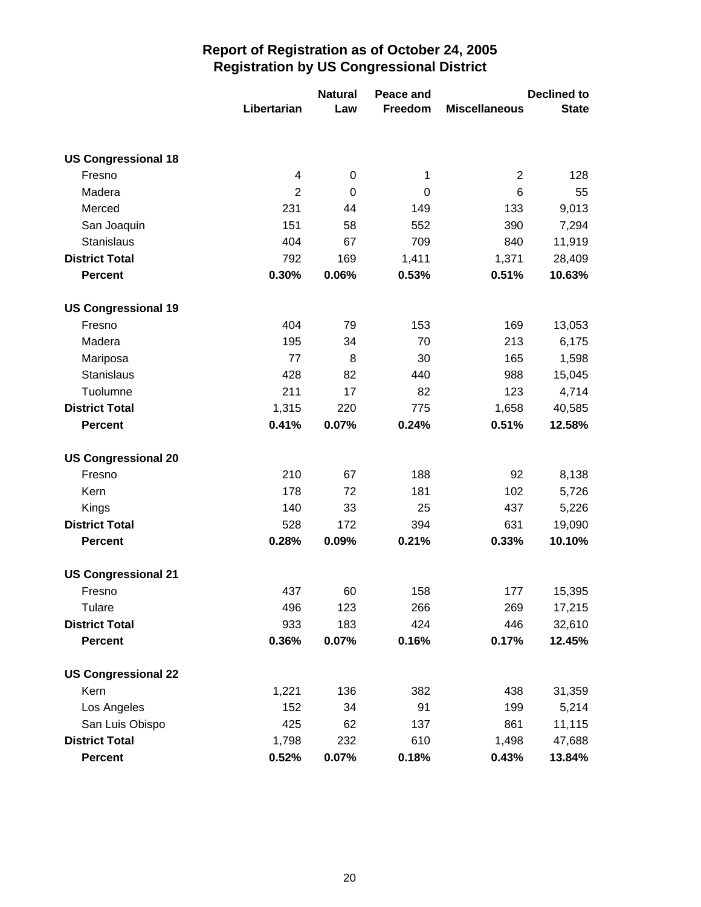# Report of Registration as of October 24, 2005
## Registration by US Congressional District

| | Libertarian | Natural Law | Peace and Freedom | Miscellaneous | Declined to State |
|---|---|---|---|---|---|
| **US Congressional 18** | | | | | |
| Fresno | 4 | 0 | 1 | 2 | 128 |
| Madera | 2 | 0 | 0 | 6 | 55 |
| Merced | 231 | 44 | 149 | 133 | 9,013 |
| San Joaquin | 151 | 58 | 552 | 390 | 7,294 |
| Stanislaus | 404 | 67 | 709 | 840 | 11,919 |
| **District Total** | 792 | 169 | 1,411 | 1,371 | 28,409 |
| **Percent** | **0.30%** | **0.06%** | **0.53%** | **0.51%** | **10.63%** |
| **US Congressional 19** | | | | | |
| Fresno | 404 | 79 | 153 | 169 | 13,053 |
| Madera | 195 | 34 | 70 | 213 | 6,175 |
| Mariposa | 77 | 8 | 30 | 165 | 1,598 |
| Stanislaus | 428 | 82 | 440 | 988 | 15,045 |
| Tuolumne | 211 | 17 | 82 | 123 | 4,714 |
| **District Total** | 1,315 | 220 | 775 | 1,658 | 40,585 |
| **Percent** | **0.41%** | **0.07%** | **0.24%** | **0.51%** | **12.58%** |
| **US Congressional 20** | | | | | |
| Fresno | 210 | 67 | 188 | 92 | 8,138 |
| Kern | 178 | 72 | 181 | 102 | 5,726 |
| Kings | 140 | 33 | 25 | 437 | 5,226 |
| **District Total** | 528 | 172 | 394 | 631 | 19,090 |
| **Percent** | **0.28%** | **0.09%** | **0.21%** | **0.33%** | **10.10%** |
| **US Congressional 21** | | | | | |
| Fresno | 437 | 60 | 158 | 177 | 15,395 |
| Tulare | 496 | 123 | 266 | 269 | 17,215 |
| **District Total** | 933 | 183 | 424 | 446 | 32,610 |
| **Percent** | **0.36%** | **0.07%** | **0.16%** | **0.17%** | **12.45%** |
| **US Congressional 22** | | | | | |
| Kern | 1,221 | 136 | 382 | 438 | 31,359 |
| Los Angeles | 152 | 34 | 91 | 199 | 5,214 |
| San Luis Obispo | 425 | 62 | 137 | 861 | 11,115 |
| **District Total** | 1,798 | 232 | 610 | 1,498 | 47,688 |
| **Percent** | **0.52%** | **0.07%** | **0.18%** | **0.43%** | **13.84%** |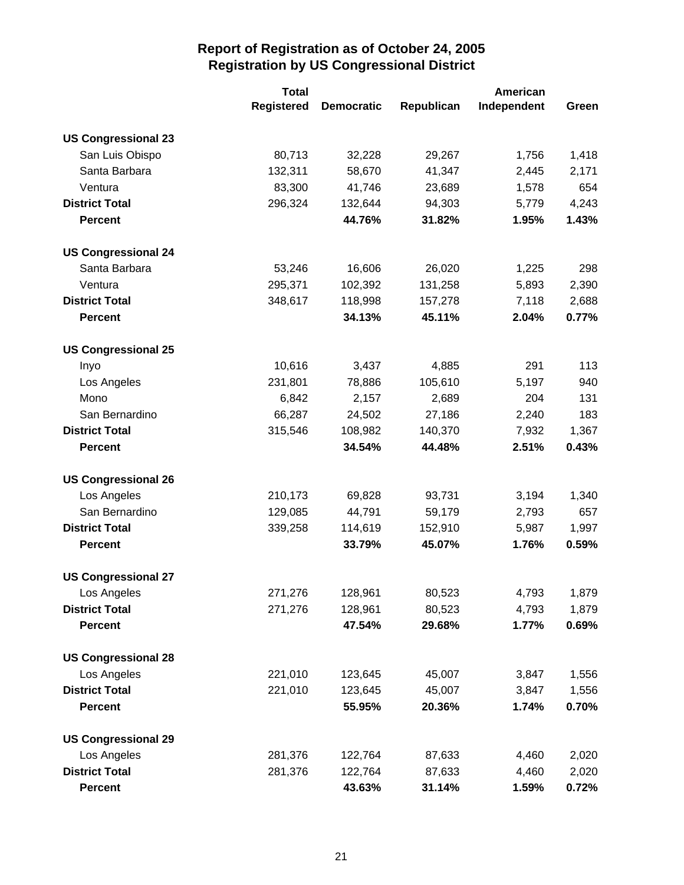## Report of Registration as of October 24, 2005
## Registration by US Congressional District

| | Total Registered | Democratic | Republican | American Independent | Green |
|---|---|---|---|---|---|
| **US Congressional 23** | | | | | |
| San Luis Obispo | 80,713 | 32,228 | 29,267 | 1,756 | 1,418 |
| Santa Barbara | 132,311 | 58,670 | 41,347 | 2,445 | 2,171 |
| Ventura | 83,300 | 41,746 | 23,689 | 1,578 | 654 |
| **District Total** | 296,324 | 132,644 | 94,303 | 5,779 | 4,243 |
| **Percent** | | **44.76%** | **31.82%** | **1.95%** | **1.43%** |
| **US Congressional 24** | | | | | |
| Santa Barbara | 53,246 | 16,606 | 26,020 | 1,225 | 298 |
| Ventura | 295,371 | 102,392 | 131,258 | 5,893 | 2,390 |
| **District Total** | 348,617 | 118,998 | 157,278 | 7,118 | 2,688 |
| **Percent** | | **34.13%** | **45.11%** | **2.04%** | **0.77%** |
| **US Congressional 25** | | | | | |
| Inyo | 10,616 | 3,437 | 4,885 | 291 | 113 |
| Los Angeles | 231,801 | 78,886 | 105,610 | 5,197 | 940 |
| Mono | 6,842 | 2,157 | 2,689 | 204 | 131 |
| San Bernardino | 66,287 | 24,502 | 27,186 | 2,240 | 183 |
| **District Total** | 315,546 | 108,982 | 140,370 | 7,932 | 1,367 |
| **Percent** | | **34.54%** | **44.48%** | **2.51%** | **0.43%** |
| **US Congressional 26** | | | | | |
| Los Angeles | 210,173 | 69,828 | 93,731 | 3,194 | 1,340 |
| San Bernardino | 129,085 | 44,791 | 59,179 | 2,793 | 657 |
| **District Total** | 339,258 | 114,619 | 152,910 | 5,987 | 1,997 |
| **Percent** | | **33.79%** | **45.07%** | **1.76%** | **0.59%** |
| **US Congressional 27** | | | | | |
| Los Angeles | 271,276 | 128,961 | 80,523 | 4,793 | 1,879 |
| **District Total** | 271,276 | 128,961 | 80,523 | 4,793 | 1,879 |
| **Percent** | | **47.54%** | **29.68%** | **1.77%** | **0.69%** |
| **US Congressional 28** | | | | | |
| Los Angeles | 221,010 | 123,645 | 45,007 | 3,847 | 1,556 |
| **District Total** | 221,010 | 123,645 | 45,007 | 3,847 | 1,556 |
| **Percent** | | **55.95%** | **20.36%** | **1.74%** | **0.70%** |
| **US Congressional 29** | | | | | |
| Los Angeles | 281,376 | 122,764 | 87,633 | 4,460 | 2,020 |
| **District Total** | 281,376 | 122,764 | 87,633 | 4,460 | 2,020 |
| **Percent** | | **43.63%** | **31.14%** | **1.59%** | **0.72%** |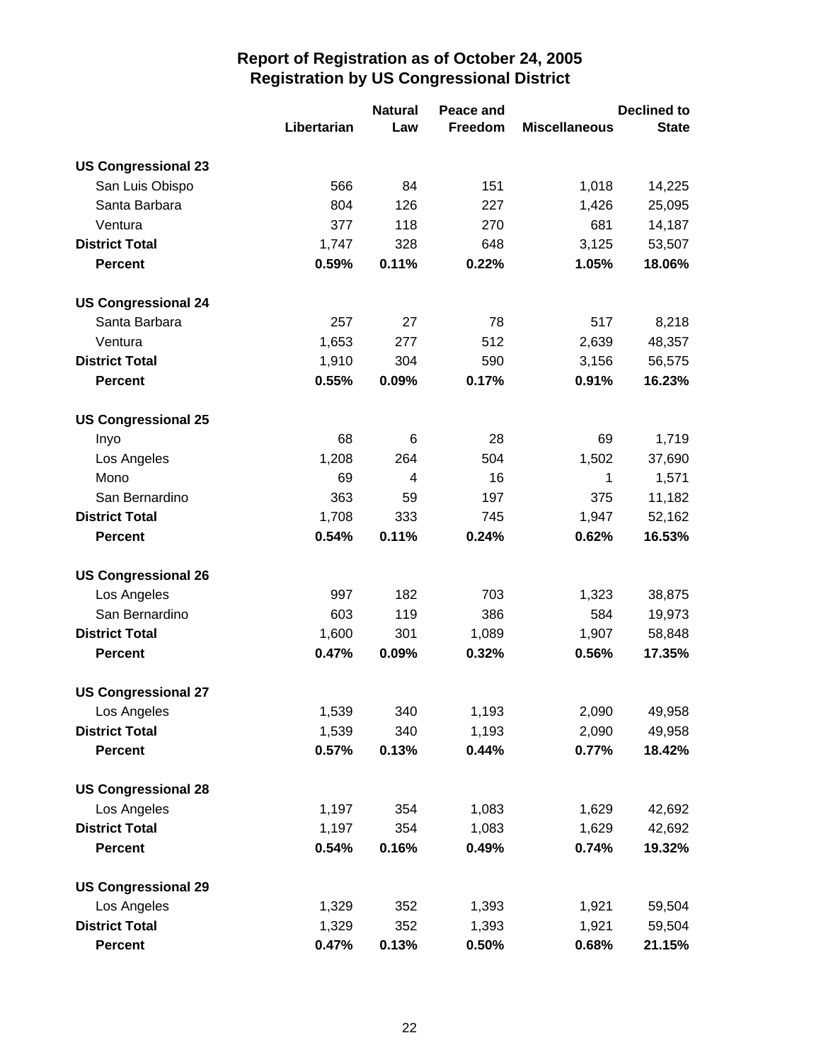# Report of Registration as of October 24, 2005
## Registration by US Congressional District

| | Libertarian | Natural Law | Peace and Freedom | Miscellaneous | Declined to State |
|---|---|---|---|---|---|
| **US Congressional 23** | | | | | |
| San Luis Obispo | 566 | 84 | 151 | 1,018 | 14,225 |
| Santa Barbara | 804 | 126 | 227 | 1,426 | 25,095 |
| Ventura | 377 | 118 | 270 | 681 | 14,187 |
| **District Total** | 1,747 | 328 | 648 | 3,125 | 53,507 |
| **Percent** | **0.59%** | **0.11%** | **0.22%** | **1.05%** | **18.06%** |
| **US Congressional 24** | | | | | |
| Santa Barbara | 257 | 27 | 78 | 517 | 8,218 |
| Ventura | 1,653 | 277 | 512 | 2,639 | 48,357 |
| **District Total** | 1,910 | 304 | 590 | 3,156 | 56,575 |
| **Percent** | **0.55%** | **0.09%** | **0.17%** | **0.91%** | **16.23%** |
| **US Congressional 25** | | | | | |
| Inyo | 68 | 6 | 28 | 69 | 1,719 |
| Los Angeles | 1,208 | 264 | 504 | 1,502 | 37,690 |
| Mono | 69 | 4 | 16 | 1 | 1,571 |
| San Bernardino | 363 | 59 | 197 | 375 | 11,182 |
| **District Total** | 1,708 | 333 | 745 | 1,947 | 52,162 |
| **Percent** | **0.54%** | **0.11%** | **0.24%** | **0.62%** | **16.53%** |
| **US Congressional 26** | | | | | |
| Los Angeles | 997 | 182 | 703 | 1,323 | 38,875 |
| San Bernardino | 603 | 119 | 386 | 584 | 19,973 |
| **District Total** | 1,600 | 301 | 1,089 | 1,907 | 58,848 |
| **Percent** | **0.47%** | **0.09%** | **0.32%** | **0.56%** | **17.35%** |
| **US Congressional 27** | | | | | |
| Los Angeles | 1,539 | 340 | 1,193 | 2,090 | 49,958 |
| **District Total** | 1,539 | 340 | 1,193 | 2,090 | 49,958 |
| **Percent** | **0.57%** | **0.13%** | **0.44%** | **0.77%** | **18.42%** |
| **US Congressional 28** | | | | | |
| Los Angeles | 1,197 | 354 | 1,083 | 1,629 | 42,692 |
| **District Total** | 1,197 | 354 | 1,083 | 1,629 | 42,692 |
| **Percent** | **0.54%** | **0.16%** | **0.49%** | **0.74%** | **19.32%** |
| **US Congressional 29** | | | | | |
| Los Angeles | 1,329 | 352 | 1,393 | 1,921 | 59,504 |
| **District Total** | 1,329 | 352 | 1,393 | 1,921 | 59,504 |
| **Percent** | **0.47%** | **0.13%** | **0.50%** | **0.68%** | **21.15%** |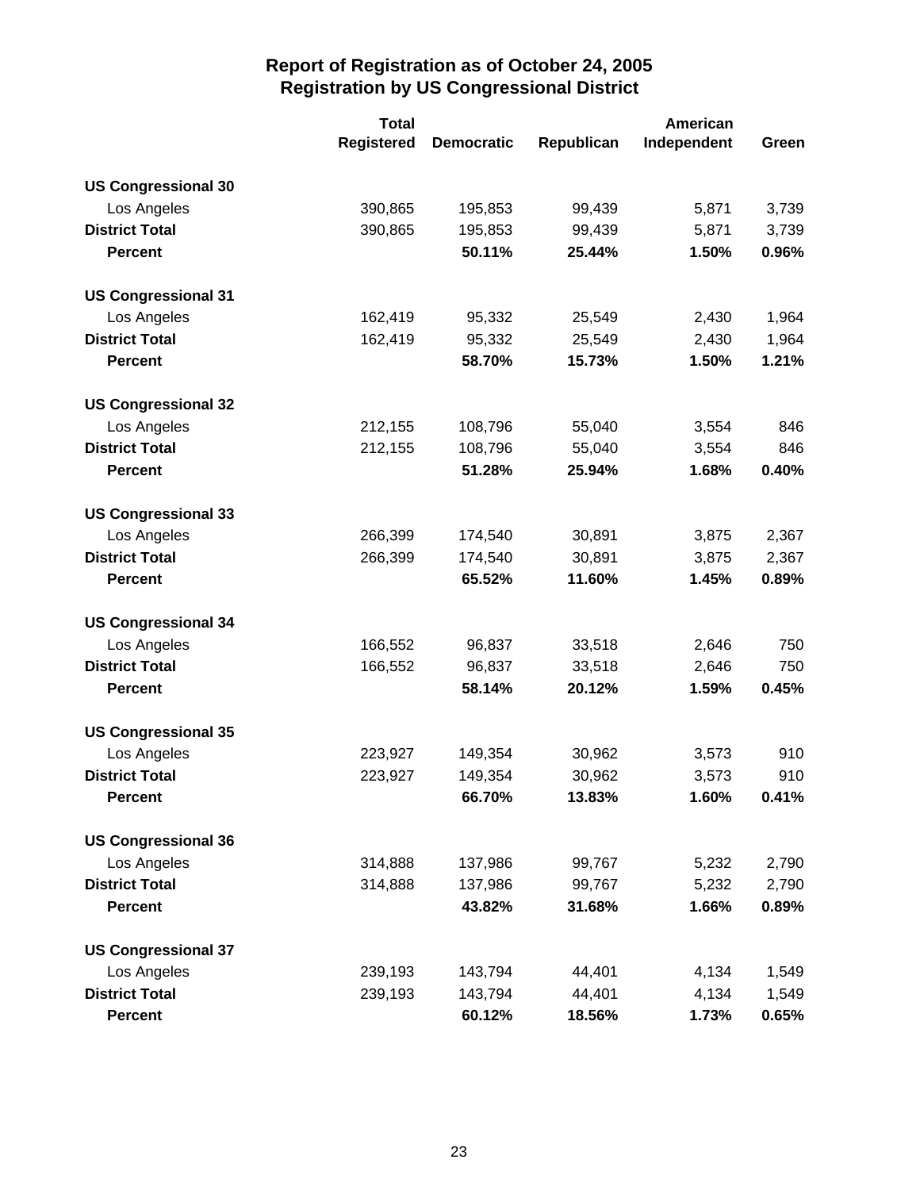# Report of Registration as of October 24, 2005
## Registration by US Congressional District

| | Total Registered | Democratic | Republican | American Independent | Green |
|---|---|---|---|---|---|
| **US Congressional 30** | | | | | |
| Los Angeles | 390,865 | 195,853 | 99,439 | 5,871 | 3,739 |
| **District Total** | 390,865 | 195,853 | 99,439 | 5,871 | 3,739 |
| **Percent** | | **50.11%** | **25.44%** | **1.50%** | **0.96%** |
| **US Congressional 31** | | | | | |
| Los Angeles | 162,419 | 95,332 | 25,549 | 2,430 | 1,964 |
| **District Total** | 162,419 | 95,332 | 25,549 | 2,430 | 1,964 |
| **Percent** | | **58.70%** | **15.73%** | **1.50%** | **1.21%** |
| **US Congressional 32** | | | | | |
| Los Angeles | 212,155 | 108,796 | 55,040 | 3,554 | 846 |
| **District Total** | 212,155 | 108,796 | 55,040 | 3,554 | 846 |
| **Percent** | | **51.28%** | **25.94%** | **1.68%** | **0.40%** |
| **US Congressional 33** | | | | | |
| Los Angeles | 266,399 | 174,540 | 30,891 | 3,875 | 2,367 |
| **District Total** | 266,399 | 174,540 | 30,891 | 3,875 | 2,367 |
| **Percent** | | **65.52%** | **11.60%** | **1.45%** | **0.89%** |
| **US Congressional 34** | | | | | |
| Los Angeles | 166,552 | 96,837 | 33,518 | 2,646 | 750 |
| **District Total** | 166,552 | 96,837 | 33,518 | 2,646 | 750 |
| **Percent** | | **58.14%** | **20.12%** | **1.59%** | **0.45%** |
| **US Congressional 35** | | | | | |
| Los Angeles | 223,927 | 149,354 | 30,962 | 3,573 | 910 |
| **District Total** | 223,927 | 149,354 | 30,962 | 3,573 | 910 |
| **Percent** | | **66.70%** | **13.83%** | **1.60%** | **0.41%** |
| **US Congressional 36** | | | | | |
| Los Angeles | 314,888 | 137,986 | 99,767 | 5,232 | 2,790 |
| **District Total** | 314,888 | 137,986 | 99,767 | 5,232 | 2,790 |
| **Percent** | | **43.82%** | **31.68%** | **1.66%** | **0.89%** |
| **US Congressional 37** | | | | | |
| Los Angeles | 239,193 | 143,794 | 44,401 | 4,134 | 1,549 |
| **District Total** | 239,193 | 143,794 | 44,401 | 4,134 | 1,549 |
| **Percent** | | **60.12%** | **18.56%** | **1.73%** | **0.65%** |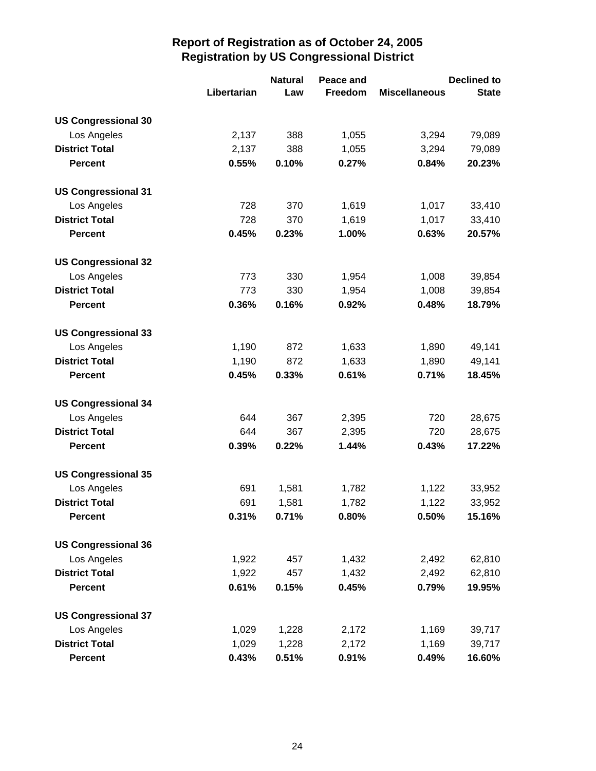# Report of Registration as of October 24, 2005
## Registration by US Congressional District

| | Libertarian | Natural Law | Peace and Freedom | Miscellaneous | Declined to State |
|---|---|---|---|---|---|
| **US Congressional 30** | | | | | |
| Los Angeles | 2,137 | 388 | 1,055 | 3,294 | 79,089 |
| **District Total** | 2,137 | 388 | 1,055 | 3,294 | 79,089 |
| **Percent** | **0.55%** | **0.10%** | **0.27%** | **0.84%** | **20.23%** |
| **US Congressional 31** | | | | | |
| Los Angeles | 728 | 370 | 1,619 | 1,017 | 33,410 |
| **District Total** | 728 | 370 | 1,619 | 1,017 | 33,410 |
| **Percent** | **0.45%** | **0.23%** | **1.00%** | **0.63%** | **20.57%** |
| **US Congressional 32** | | | | | |
| Los Angeles | 773 | 330 | 1,954 | 1,008 | 39,854 |
| **District Total** | 773 | 330 | 1,954 | 1,008 | 39,854 |
| **Percent** | **0.36%** | **0.16%** | **0.92%** | **0.48%** | **18.79%** |
| **US Congressional 33** | | | | | |
| Los Angeles | 1,190 | 872 | 1,633 | 1,890 | 49,141 |
| **District Total** | 1,190 | 872 | 1,633 | 1,890 | 49,141 |
| **Percent** | **0.45%** | **0.33%** | **0.61%** | **0.71%** | **18.45%** |
| **US Congressional 34** | | | | | |
| Los Angeles | 644 | 367 | 2,395 | 720 | 28,675 |
| **District Total** | 644 | 367 | 2,395 | 720 | 28,675 |
| **Percent** | **0.39%** | **0.22%** | **1.44%** | **0.43%** | **17.22%** |
| **US Congressional 35** | | | | | |
| Los Angeles | 691 | 1,581 | 1,782 | 1,122 | 33,952 |
| **District Total** | 691 | 1,581 | 1,782 | 1,122 | 33,952 |
| **Percent** | **0.31%** | **0.71%** | **0.80%** | **0.50%** | **15.16%** |
| **US Congressional 36** | | | | | |
| Los Angeles | 1,922 | 457 | 1,432 | 2,492 | 62,810 |
| **District Total** | 1,922 | 457 | 1,432 | 2,492 | 62,810 |
| **Percent** | **0.61%** | **0.15%** | **0.45%** | **0.79%** | **19.95%** |
| **US Congressional 37** | | | | | |
| Los Angeles | 1,029 | 1,228 | 2,172 | 1,169 | 39,717 |
| **District Total** | 1,029 | 1,228 | 2,172 | 1,169 | 39,717 |
| **Percent** | **0.43%** | **0.51%** | **0.91%** | **0.49%** | **16.60%** |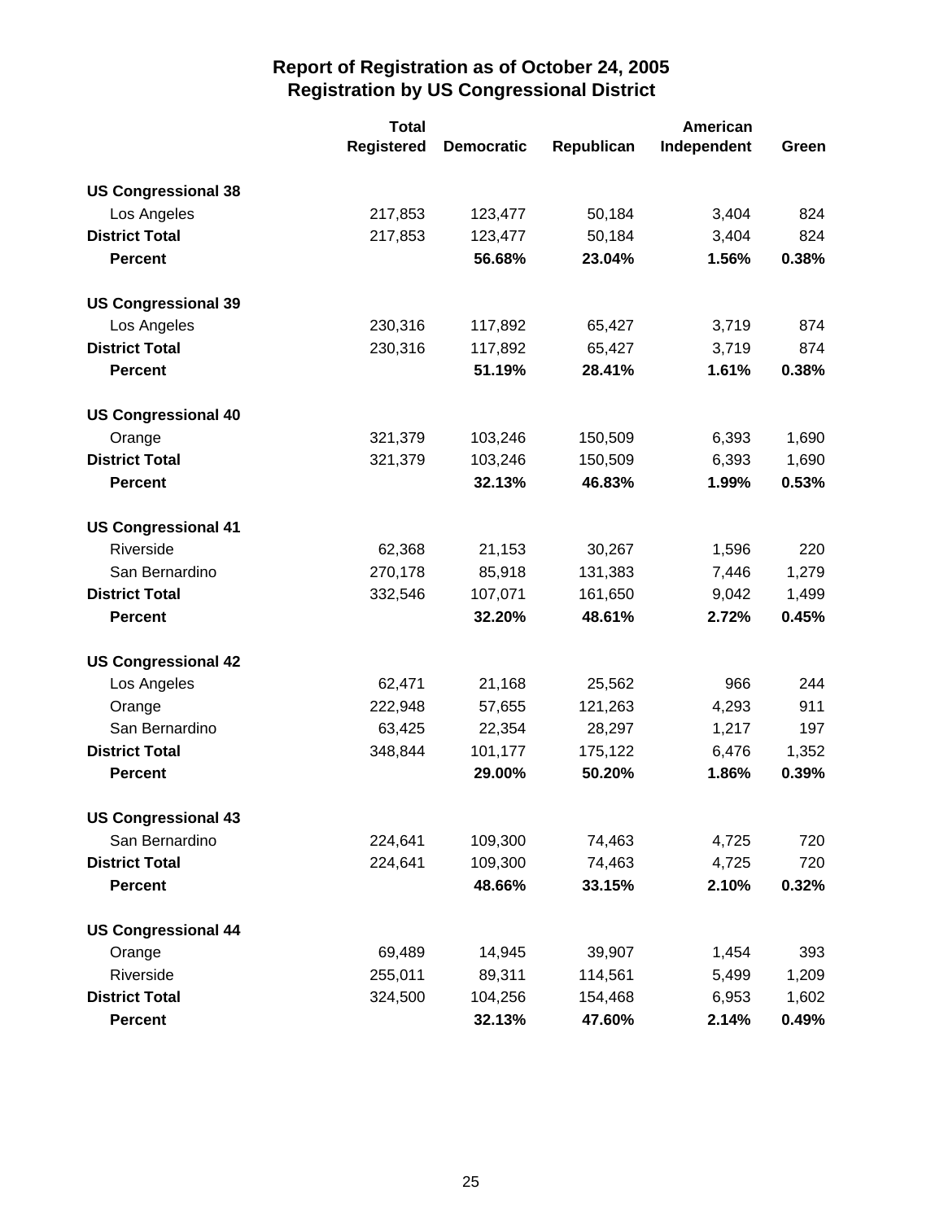# Report of Registration as of October 24, 2005
## Registration by US Congressional District

| | Total Registered | Democratic | Republican | American Independent | Green |
|---|---|---|---|---|---|
| **US Congressional 38** | | | | | |
| Los Angeles | 217,853 | 123,477 | 50,184 | 3,404 | 824 |
| **District Total** | 217,853 | 123,477 | 50,184 | 3,404 | 824 |
| **Percent** | | **56.68%** | **23.04%** | **1.56%** | **0.38%** |
| **US Congressional 39** | | | | | |
| Los Angeles | 230,316 | 117,892 | 65,427 | 3,719 | 874 |
| **District Total** | 230,316 | 117,892 | 65,427 | 3,719 | 874 |
| **Percent** | | **51.19%** | **28.41%** | **1.61%** | **0.38%** |
| **US Congressional 40** | | | | | |
| Orange | 321,379 | 103,246 | 150,509 | 6,393 | 1,690 |
| **District Total** | 321,379 | 103,246 | 150,509 | 6,393 | 1,690 |
| **Percent** | | **32.13%** | **46.83%** | **1.99%** | **0.53%** |
| **US Congressional 41** | | | | | |
| Riverside | 62,368 | 21,153 | 30,267 | 1,596 | 220 |
| San Bernardino | 270,178 | 85,918 | 131,383 | 7,446 | 1,279 |
| **District Total** | 332,546 | 107,071 | 161,650 | 9,042 | 1,499 |
| **Percent** | | **32.20%** | **48.61%** | **2.72%** | **0.45%** |
| **US Congressional 42** | | | | | |
| Los Angeles | 62,471 | 21,168 | 25,562 | 966 | 244 |
| Orange | 222,948 | 57,655 | 121,263 | 4,293 | 911 |
| San Bernardino | 63,425 | 22,354 | 28,297 | 1,217 | 197 |
| **District Total** | 348,844 | 101,177 | 175,122 | 6,476 | 1,352 |
| **Percent** | | **29.00%** | **50.20%** | **1.86%** | **0.39%** |
| **US Congressional 43** | | | | | |
| San Bernardino | 224,641 | 109,300 | 74,463 | 4,725 | 720 |
| **District Total** | 224,641 | 109,300 | 74,463 | 4,725 | 720 |
| **Percent** | | **48.66%** | **33.15%** | **2.10%** | **0.32%** |
| **US Congressional 44** | | | | | |
| Orange | 69,489 | 14,945 | 39,907 | 1,454 | 393 |
| Riverside | 255,011 | 89,311 | 114,561 | 5,499 | 1,209 |
| **District Total** | 324,500 | 104,256 | 154,468 | 6,953 | 1,602 |
| **Percent** | | **32.13%** | **47.60%** | **2.14%** | **0.49%** |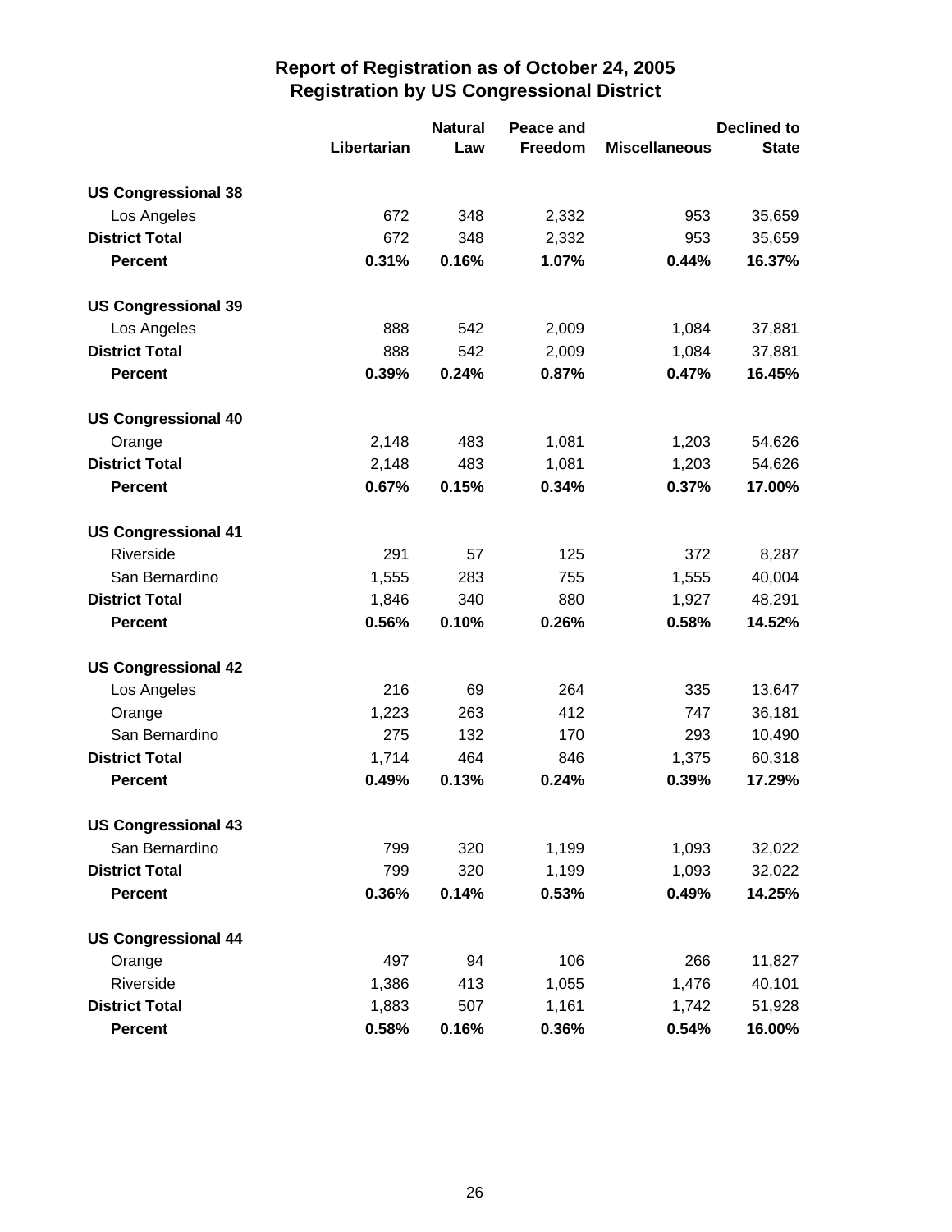# Report of Registration as of October 24, 2005
## Registration by US Congressional District

| | Libertarian | Natural Law | Peace and Freedom | Miscellaneous | Declined to State |
|---|---|---|---|---|---|
| **US Congressional 38** | | | | | |
| Los Angeles | 672 | 348 | 2,332 | 953 | 35,659 |
| **District Total** | 672 | 348 | 2,332 | 953 | 35,659 |
| **Percent** | **0.31%** | **0.16%** | **1.07%** | **0.44%** | **16.37%** |
| **US Congressional 39** | | | | | |
| Los Angeles | 888 | 542 | 2,009 | 1,084 | 37,881 |
| **District Total** | 888 | 542 | 2,009 | 1,084 | 37,881 |
| **Percent** | **0.39%** | **0.24%** | **0.87%** | **0.47%** | **16.45%** |
| **US Congressional 40** | | | | | |
| Orange | 2,148 | 483 | 1,081 | 1,203 | 54,626 |
| **District Total** | 2,148 | 483 | 1,081 | 1,203 | 54,626 |
| **Percent** | **0.67%** | **0.15%** | **0.34%** | **0.37%** | **17.00%** |
| **US Congressional 41** | | | | | |
| Riverside | 291 | 57 | 125 | 372 | 8,287 |
| San Bernardino | 1,555 | 283 | 755 | 1,555 | 40,004 |
| **District Total** | 1,846 | 340 | 880 | 1,927 | 48,291 |
| **Percent** | **0.56%** | **0.10%** | **0.26%** | **0.58%** | **14.52%** |
| **US Congressional 42** | | | | | |
| Los Angeles | 216 | 69 | 264 | 335 | 13,647 |
| Orange | 1,223 | 263 | 412 | 747 | 36,181 |
| San Bernardino | 275 | 132 | 170 | 293 | 10,490 |
| **District Total** | 1,714 | 464 | 846 | 1,375 | 60,318 |
| **Percent** | **0.49%** | **0.13%** | **0.24%** | **0.39%** | **17.29%** |
| **US Congressional 43** | | | | | |
| San Bernardino | 799 | 320 | 1,199 | 1,093 | 32,022 |
| **District Total** | 799 | 320 | 1,199 | 1,093 | 32,022 |
| **Percent** | **0.36%** | **0.14%** | **0.53%** | **0.49%** | **14.25%** |
| **US Congressional 44** | | | | | |
| Orange | 497 | 94 | 106 | 266 | 11,827 |
| Riverside | 1,386 | 413 | 1,055 | 1,476 | 40,101 |
| **District Total** | 1,883 | 507 | 1,161 | 1,742 | 51,928 |
| **Percent** | **0.58%** | **0.16%** | **0.36%** | **0.54%** | **16.00%** |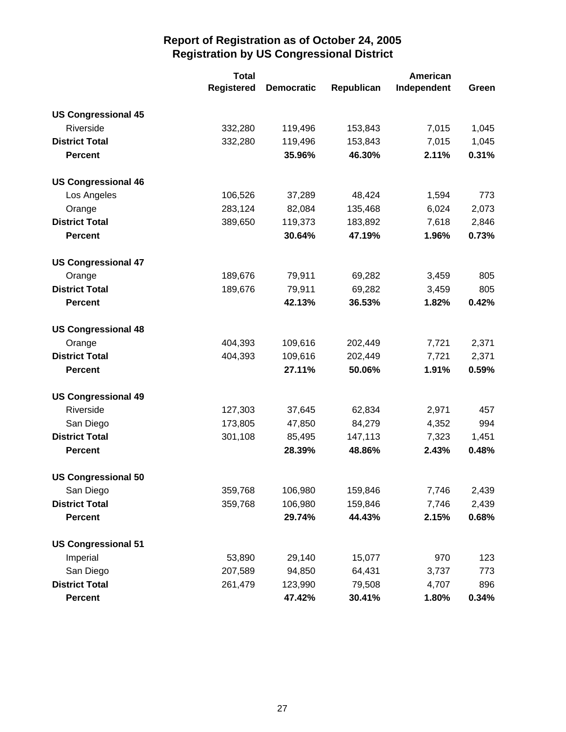# Report of Registration as of October 24, 2005
## Registration by US Congressional District

| | Total Registered | Democratic | Republican | American Independent | Green |
|---|---|---|---|---|---|
| **US Congressional 45** | | | | | |
| Riverside | 332,280 | 119,496 | 153,843 | 7,015 | 1,045 |
| **District Total** | 332,280 | 119,496 | 153,843 | 7,015 | 1,045 |
| **Percent** | | **35.96%** | **46.30%** | **2.11%** | **0.31%** |
| **US Congressional 46** | | | | | |
| Los Angeles | 106,526 | 37,289 | 48,424 | 1,594 | 773 |
| Orange | 283,124 | 82,084 | 135,468 | 6,024 | 2,073 |
| **District Total** | 389,650 | 119,373 | 183,892 | 7,618 | 2,846 |
| **Percent** | | **30.64%** | **47.19%** | **1.96%** | **0.73%** |
| **US Congressional 47** | | | | | |
| Orange | 189,676 | 79,911 | 69,282 | 3,459 | 805 |
| **District Total** | 189,676 | 79,911 | 69,282 | 3,459 | 805 |
| **Percent** | | **42.13%** | **36.53%** | **1.82%** | **0.42%** |
| **US Congressional 48** | | | | | |
| Orange | 404,393 | 109,616 | 202,449 | 7,721 | 2,371 |
| **District Total** | 404,393 | 109,616 | 202,449 | 7,721 | 2,371 |
| **Percent** | | **27.11%** | **50.06%** | **1.91%** | **0.59%** |
| **US Congressional 49** | | | | | |
| Riverside | 127,303 | 37,645 | 62,834 | 2,971 | 457 |
| San Diego | 173,805 | 47,850 | 84,279 | 4,352 | 994 |
| **District Total** | 301,108 | 85,495 | 147,113 | 7,323 | 1,451 |
| **Percent** | | **28.39%** | **48.86%** | **2.43%** | **0.48%** |
| **US Congressional 50** | | | | | |
| San Diego | 359,768 | 106,980 | 159,846 | 7,746 | 2,439 |
| **District Total** | 359,768 | 106,980 | 159,846 | 7,746 | 2,439 |
| **Percent** | | **29.74%** | **44.43%** | **2.15%** | **0.68%** |
| **US Congressional 51** | | | | | |
| Imperial | 53,890 | 29,140 | 15,077 | 970 | 123 |
| San Diego | 207,589 | 94,850 | 64,431 | 3,737 | 773 |
| **District Total** | 261,479 | 123,990 | 79,508 | 4,707 | 896 |
| **Percent** | | **47.42%** | **30.41%** | **1.80%** | **0.34%** |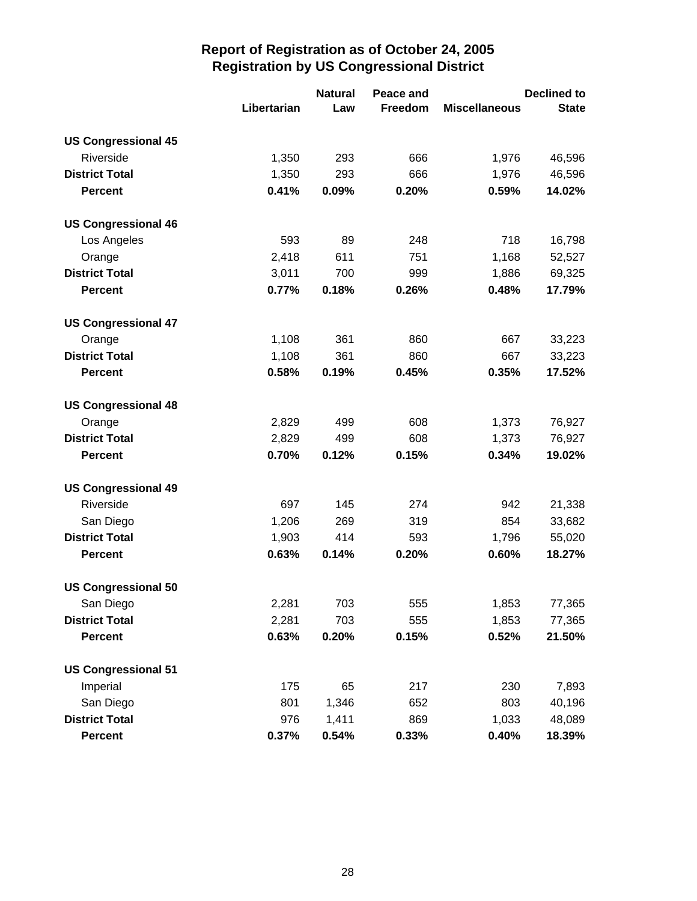# Report of Registration as of October 24, 2005
## Registration by US Congressional District

| | Libertarian | Natural Law | Peace and Freedom | Miscellaneous | Declined to State |
|---|---|---|---|---|---|
| **US Congressional 45** | | | | | |
| Riverside | 1,350 | 293 | 666 | 1,976 | 46,596 |
| **District Total** | 1,350 | 293 | 666 | 1,976 | 46,596 |
| **Percent** | **0.41%** | **0.09%** | **0.20%** | **0.59%** | **14.02%** |
| **US Congressional 46** | | | | | |
| Los Angeles | 593 | 89 | 248 | 718 | 16,798 |
| Orange | 2,418 | 611 | 751 | 1,168 | 52,527 |
| **District Total** | 3,011 | 700 | 999 | 1,886 | 69,325 |
| **Percent** | **0.77%** | **0.18%** | **0.26%** | **0.48%** | **17.79%** |
| **US Congressional 47** | | | | | |
| Orange | 1,108 | 361 | 860 | 667 | 33,223 |
| **District Total** | 1,108 | 361 | 860 | 667 | 33,223 |
| **Percent** | **0.58%** | **0.19%** | **0.45%** | **0.35%** | **17.52%** |
| **US Congressional 48** | | | | | |
| Orange | 2,829 | 499 | 608 | 1,373 | 76,927 |
| **District Total** | 2,829 | 499 | 608 | 1,373 | 76,927 |
| **Percent** | **0.70%** | **0.12%** | **0.15%** | **0.34%** | **19.02%** |
| **US Congressional 49** | | | | | |
| Riverside | 697 | 145 | 274 | 942 | 21,338 |
| San Diego | 1,206 | 269 | 319 | 854 | 33,682 |
| **District Total** | 1,903 | 414 | 593 | 1,796 | 55,020 |
| **Percent** | **0.63%** | **0.14%** | **0.20%** | **0.60%** | **18.27%** |
| **US Congressional 50** | | | | | |
| San Diego | 2,281 | 703 | 555 | 1,853 | 77,365 |
| **District Total** | 2,281 | 703 | 555 | 1,853 | 77,365 |
| **Percent** | **0.63%** | **0.20%** | **0.15%** | **0.52%** | **21.50%** |
| **US Congressional 51** | | | | | |
| Imperial | 175 | 65 | 217 | 230 | 7,893 |
| San Diego | 801 | 1,346 | 652 | 803 | 40,196 |
| **District Total** | 976 | 1,411 | 869 | 1,033 | 48,089 |
| **Percent** | **0.37%** | **0.54%** | **0.33%** | **0.40%** | **18.39%** |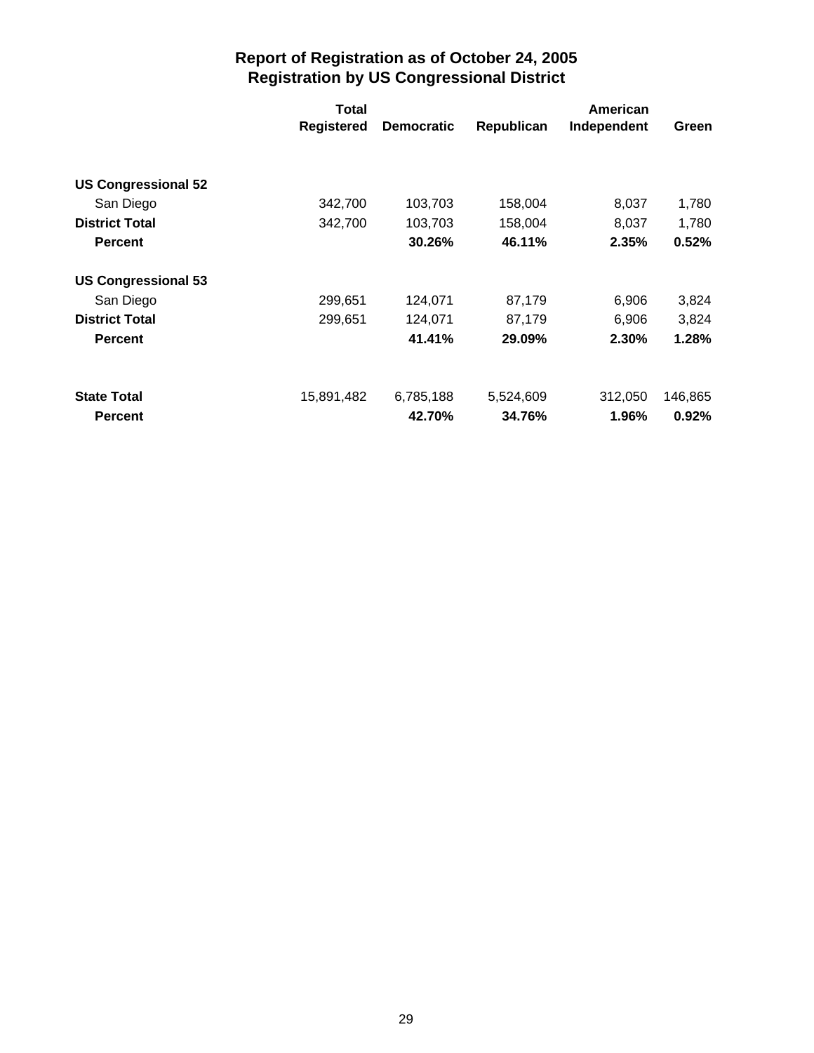# Report of Registration as of October 24, 2005
## Registration by US Congressional District

| | Total Registered | Democratic | Republican | American Independent | Green |
|---|---|---|---|---|---|
| **US Congressional 52** | | | | | |
| San Diego | 342,700 | 103,703 | 158,004 | 8,037 | 1,780 |
| **District Total** | 342,700 | 103,703 | 158,004 | 8,037 | 1,780 |
| **Percent** | | **30.26%** | **46.11%** | **2.35%** | **0.52%** |
| **US Congressional 53** | | | | | |
| San Diego | 299,651 | 124,071 | 87,179 | 6,906 | 3,824 |
| **District Total** | 299,651 | 124,071 | 87,179 | 6,906 | 3,824 |
| **Percent** | | **41.41%** | **29.09%** | **2.30%** | **1.28%** |
| **State Total** | 15,891,482 | 6,785,188 | 5,524,609 | 312,050 | 146,865 |
| **Percent** | | **42.70%** | **34.76%** | **1.96%** | **0.92%** |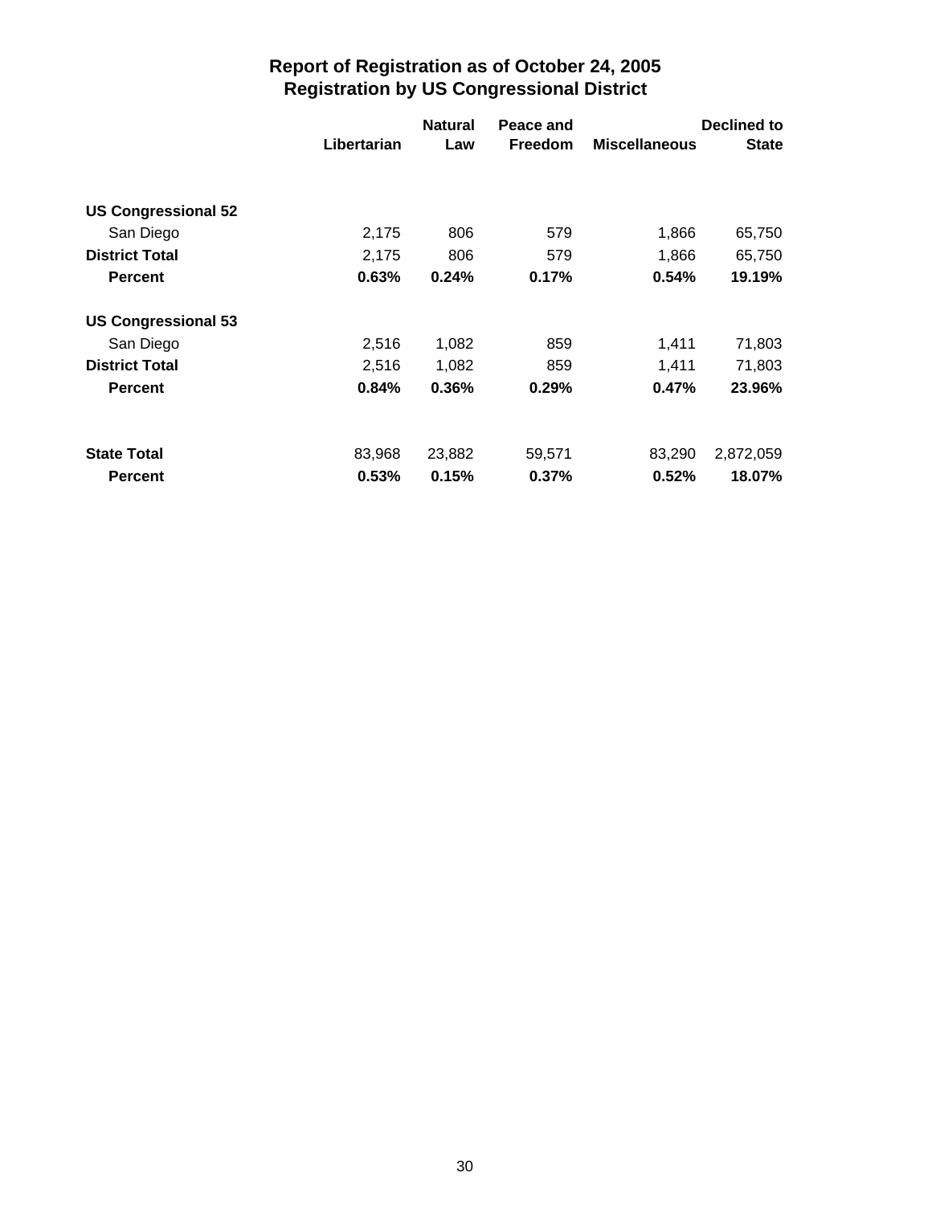# Report of Registration as of October 24, 2005
## Registration by US Congressional District

| | Libertarian | Natural Law | Peace and Freedom | Miscellaneous | Declined to State |
|---|---|---|---|---|---|
| **US Congressional 52** | | | | | |
| San Diego | 2,175 | 806 | 579 | 1,866 | 65,750 |
| **District Total** | 2,175 | 806 | 579 | 1,866 | 65,750 |
| **Percent** | **0.63%** | **0.24%** | **0.17%** | **0.54%** | **19.19%** |
| **US Congressional 53** | | | | | |
| San Diego | 2,516 | 1,082 | 859 | 1,411 | 71,803 |
| **District Total** | 2,516 | 1,082 | 859 | 1,411 | 71,803 |
| **Percent** | **0.84%** | **0.36%** | **0.29%** | **0.47%** | **23.96%** |
| **State Total** | 83,968 | 23,882 | 59,571 | 83,290 | 2,872,059 |
| **Percent** | **0.53%** | **0.15%** | **0.37%** | **0.52%** | **18.07%** |